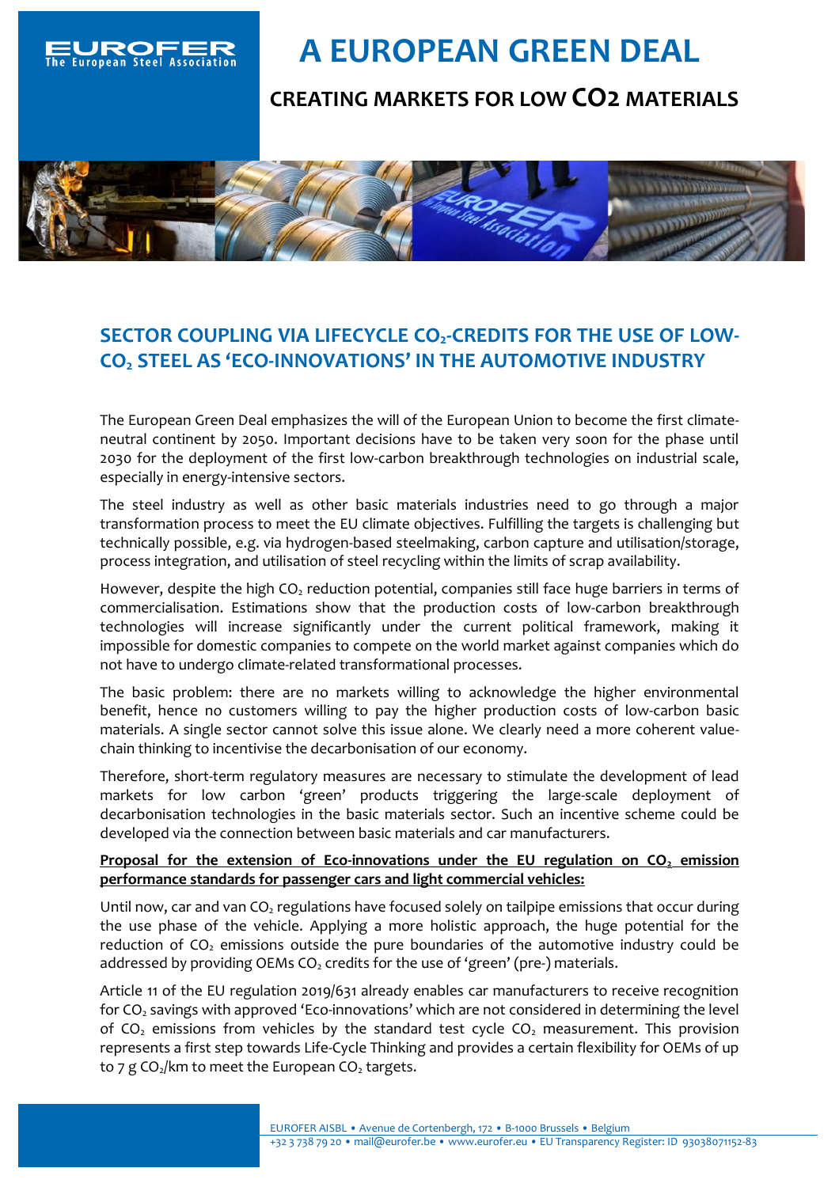# A EUROPEAN GREEN DEAL

## CREATING MARKETS FOR LOW $CO_2$ MATERIALS

## SECTOR COUPLING VIA LIFECYCLE $CO_2$-CREDITS FOR THE USE OF LOW-$CO_2$ STEEL AS 'ECO-INNOVATIONS' IN THE AUTOMOTIVE INDUSTRY

The European Green Deal emphasizes the will of the European Union to become the first climate-neutral continent by 2050. Important decisions have to be taken very soon for the phase until 2030 for the deployment of the first low-carbon breakthrough technologies on industrial scale, especially in energy-intensive sectors.

The steel industry as well as other basic materials industries need to go through a major transformation process to meet the EU climate objectives. Fulfilling the targets is challenging but technically possible, e.g. via hydrogen-based steelmaking, carbon capture and utilisation/storage, process integration, and utilisation of steel recycling within the limits of scrap availability.

However, despite the high $CO_2$ reduction potential, companies still face huge barriers in terms of commercialisation. Estimations show that the production costs of low-carbon breakthrough technologies will increase significantly under the current political framework, making it impossible for domestic companies to compete on the world market against companies which do not have to undergo climate-related transformational processes.

The basic problem: there are no markets willing to acknowledge the higher environmental benefit, hence no customers willing to pay the higher production costs of low-carbon basic materials. A single sector cannot solve this issue alone. We clearly need a more coherent value-chain thinking to incentivise the decarbonisation of our economy.

Therefore, short-term regulatory measures are necessary to stimulate the development of lead markets for low carbon 'green' products triggering the large-scale deployment of decarbonisation technologies in the basic materials sector. Such an incentive scheme could be developed via the connection between basic materials and car manufacturers.

**Proposal for the extension of Eco-innovations under the EU regulation on $CO_2$ emission performance standards for passenger cars and light commercial vehicles:**

Until now, car and van $CO_2$ regulations have focused solely on tailpipe emissions that occur during the use phase of the vehicle. Applying a more holistic approach, the huge potential for the reduction of $CO_2$ emissions outside the pure boundaries of the automotive industry could be addressed by providing OEMs $CO_2$ credits for the use of 'green' (pre-) materials.

Article 11 of the EU regulation 2019/631 already enables car manufacturers to receive recognition for $CO_2$ savings with approved 'Eco-innovations' which are not considered in determining the level of $CO_2$ emissions from vehicles by the standard test cycle $CO_2$ measurement. This provision represents a first step towards Life-Cycle Thinking and provides a certain flexibility for OEMs of up to 7 g $CO_2$/km to meet the European $CO_2$ targets.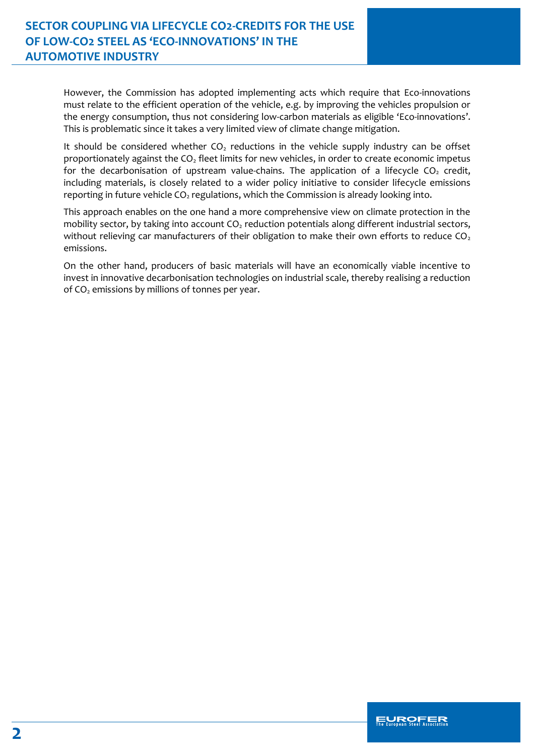However, the Commission has adopted implementing acts which require that Eco-innovations must relate to the efficient operation of the vehicle, e.g. by improving the vehicles propulsion or the energy consumption, thus not considering low-carbon materials as eligible 'Eco-innovations'. This is problematic since it takes a very limited view of climate change mitigation.

It should be considered whether $CO_2$ reductions in the vehicle supply industry can be offset proportionately against the $CO_2$ fleet limits for new vehicles, in order to create economic impetus for the decarbonisation of upstream value-chains. The application of a lifecycle $CO_2$ credit, including materials, is closely related to a wider policy initiative to consider lifecycle emissions reporting in future vehicle $CO_2$ regulations, which the Commission is already looking into.

This approach enables on the one hand a more comprehensive view on climate protection in the mobility sector, by taking into account $CO_2$ reduction potentials along different industrial sectors, without relieving car manufacturers of their obligation to make their own efforts to reduce $CO_2$ emissions.

On the other hand, producers of basic materials will have an economically viable incentive to invest in innovative decarbonisation technologies on industrial scale, thereby realising a reduction of $CO_2$ emissions by millions of tonnes per year.